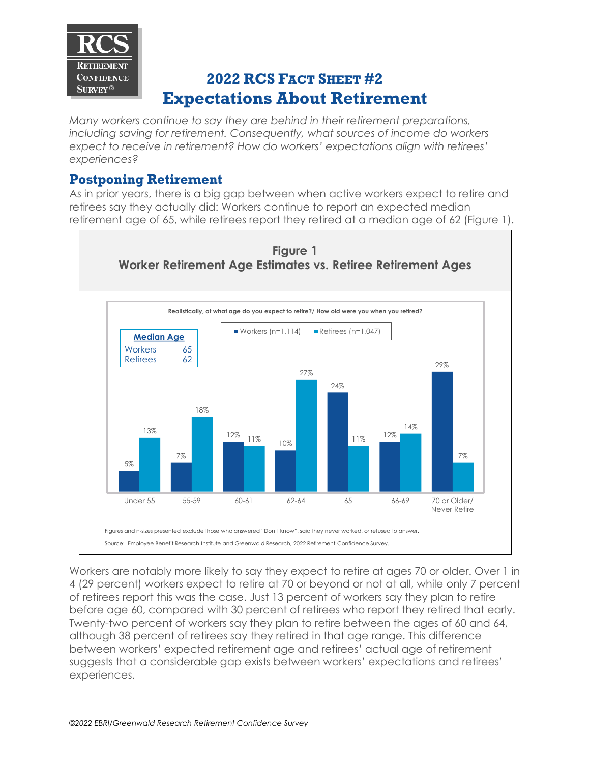# 2022 RCS Fact Sheet #2

# Expectations About Retirement

*Many workers continue to say they are behind in their retirement preparations, including saving for retirement. Consequently, what sources of income do workers expect to receive in retirement? How do workers' expectations align with retirees' experiences?*

## Postponing Retirement

As in prior years, there is a big gap between when active workers expect to retire and retirees say they actually did: Workers continue to report an expected median retirement age of 65, while retirees report they retired at a median age of 62 (Figure 1).

**Figure 1**
**Worker Retirement Age Estimates vs. Retiree Retirement Ages**

Realistically, at what age do you expect to retire?/ How old were you when you retired?

**Median Age**

| | |
|---|---|
| Workers | 65 |
| Retirees | 62 |

| | Workers (n=1,114) | Retirees (n=1,047) |
|---|---|---|
| Under 55 | 5% | 13% |
| 55-59 | 7% | 18% |
| 60-61 | 12% | 11% |
| 62-64 | 10% | 27% |
| 65 | 24% | 11% |
| 66-69 | 12% | 14% |
| 70 or Older/ Never Retire | 29% | 7% |

Figures and n-sizes presented exclude those who answered "Don't know", said they never worked, or refused to answer.

Source: Employee Benefit Research Institute and Greenwald Research, 2022 Retirement Confidence Survey.

Workers are notably more likely to say they expect to retire at ages 70 or older. Over 1 in 4 (29 percent) workers expect to retire at 70 or beyond or not at all, while only 7 percent of retirees report this was the case. Just 13 percent of workers say they plan to retire before age 60, compared with 30 percent of retirees who report they retired that early. Twenty-two percent of workers say they plan to retire between the ages of 60 and 64, although 38 percent of retirees say they retired in that age range. This difference between workers' expected retirement age and retirees' actual age of retirement suggests that a considerable gap exists between workers' expectations and retirees' experiences.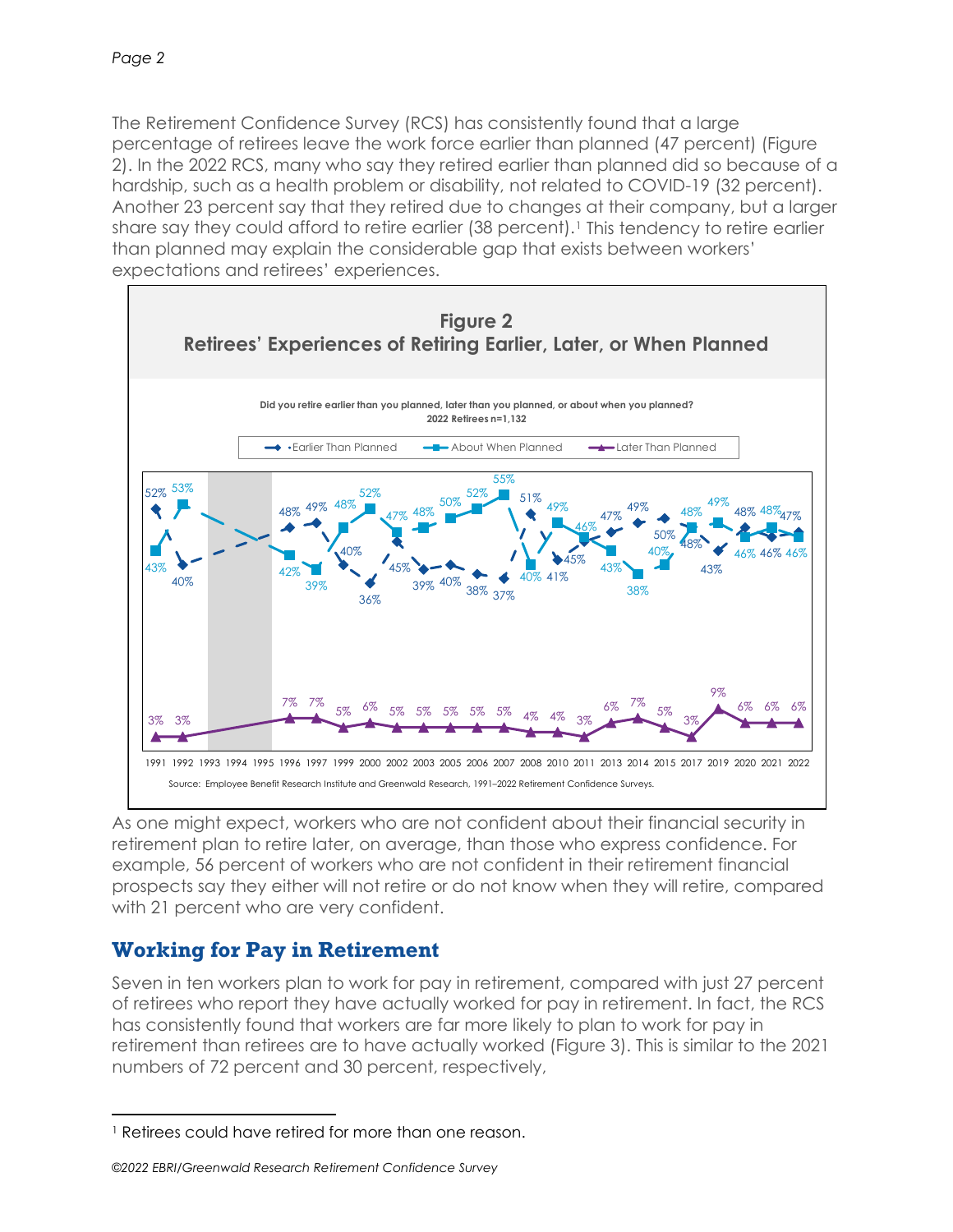The Retirement Confidence Survey (RCS) has consistently found that a large percentage of retirees leave the work force earlier than planned (47 percent) (Figure 2). In the 2022 RCS, many who say they retired earlier than planned did so because of a hardship, such as a health problem or disability, not related to COVID-19 (32 percent). Another 23 percent say that they retired due to changes at their company, but a larger share say they could afford to retire earlier (38 percent).[1] This tendency to retire earlier than planned may explain the considerable gap that exists between workers' expectations and retirees' experiences.

**Figure 2**
**Retirees' Experiences of Retiring Earlier, Later, or When Planned**

Did you retire earlier than you planned, later than you planned, or about when you planned?
2022 Retirees n=1,132

| Year | Earlier Than Planned | About When Planned | Later Than Planned |
|---|---|---|---|
| 1991 | 52% | 43% | 3% |
| 1992 | 40% | 53% | 3% |
| 1996 | 48% | 42% | 7% |
| 1997 | 49% | 39% | 7% |
| 1999 | 40% | 48% | 5% |
| 2000 | 36% | 52% | 6% |
| 2002 | 45% | 47% | 5% |
| 2003 | 39% | 48% | 5% |
| 2005 | 40% | 50% | 5% |
| 2006 | 38% | 52% | 5% |
| 2007 | 37% | 55% | 5% |
| 2008 | 51% | 40% | 4% |
| 2010 | 41% | 49% | 4% |
| 2011 | 45% | 46% | 3% |
| 2013 | 47% | 43% | 6% |
| 2014 | 49% | 38% | 7% |
| 2015 | 50% | 40% | 5% |
| 2017 | 48% | 48% | 3% |
| 2019 | 43% | 49% | 9% |
| 2020 | 48% | 46% | 6% |
| 2021 | 46% | 48% | 6% |
| 2022 | 47% | 46% | 6% |

Source: Employee Benefit Research Institute and Greenwald Research, 1991–2022 Retirement Confidence Surveys.

As one might expect, workers who are not confident about their financial security in retirement plan to retire later, on average, than those who express confidence. For example, 56 percent of workers who are not confident in their retirement financial prospects say they either will not retire or do not know when they will retire, compared with 21 percent who are very confident.

## Working for Pay in Retirement

Seven in ten workers plan to work for pay in retirement, compared with just 27 percent of retirees who report they have actually worked for pay in retirement. In fact, the RCS has consistently found that workers are far more likely to plan to work for pay in retirement than retirees are to have actually worked (Figure 3). This is similar to the 2021 numbers of 72 percent and 30 percent, respectively,

[1] Retirees could have retired for more than one reason.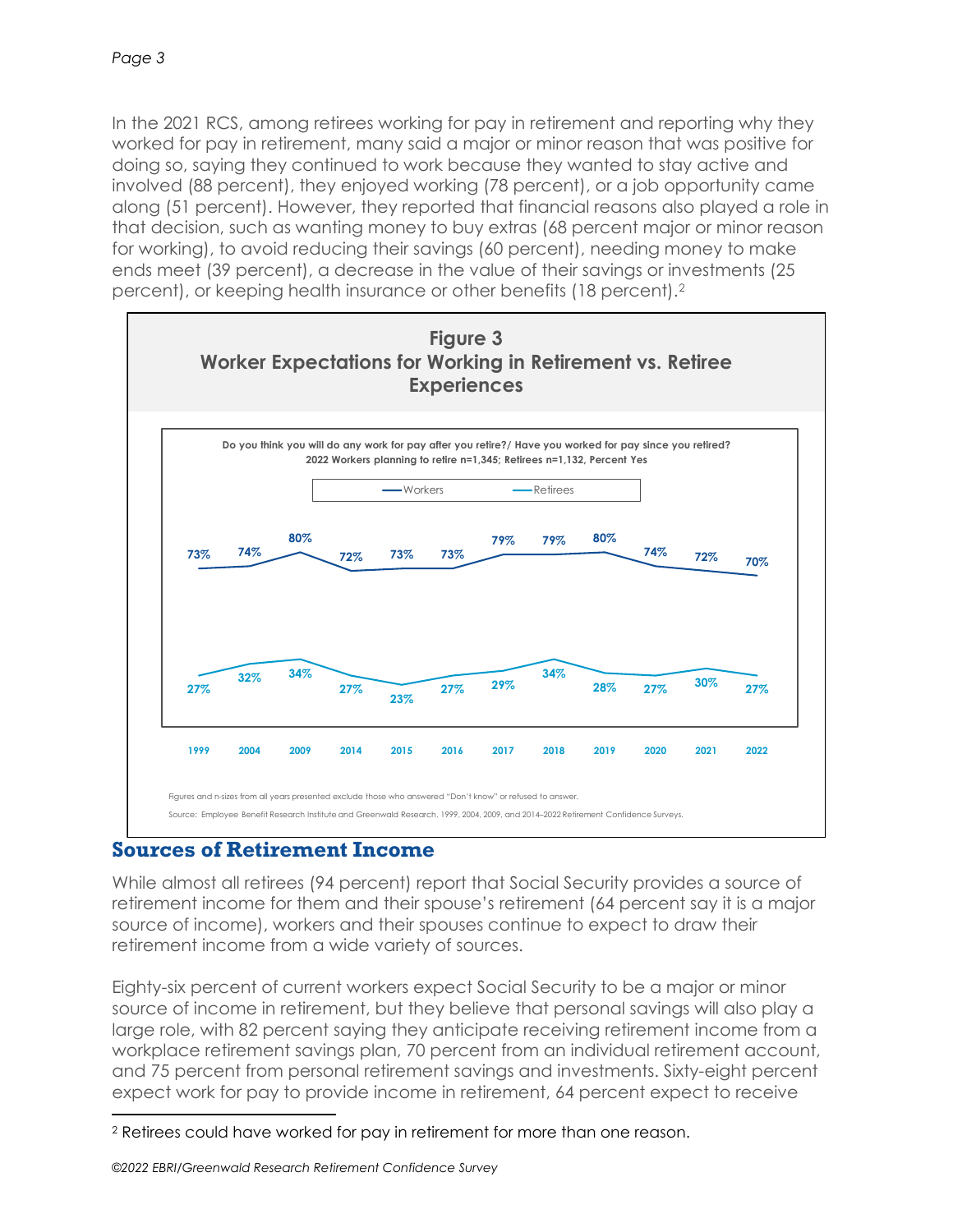In the 2021 RCS, among retirees working for pay in retirement and reporting why they worked for pay in retirement, many said a major or minor reason that was positive for doing so, saying they continued to work because they wanted to stay active and involved (88 percent), they enjoyed working (78 percent), or a job opportunity came along (51 percent). However, they reported that financial reasons also played a role in that decision, such as wanting money to buy extras (68 percent major or minor reason for working), to avoid reducing their savings (60 percent), needing money to make ends meet (39 percent), a decrease in the value of their savings or investments (25 percent), or keeping health insurance or other benefits (18 percent).[2]

**Figure 3**
**Worker Expectations for Working in Retirement vs. Retiree Experiences**

Do you think you will do any work for pay after you retire?/ Have you worked for pay since you retired?
2022 Workers planning to retire n=1,345; Retirees n=1,132, Percent Yes

| | 1999 | 2004 | 2009 | 2014 | 2015 | 2016 | 2017 | 2018 | 2019 | 2020 | 2021 | 2022 |
|---|---|---|---|---|---|---|---|---|---|---|---|---|
| Workers | 73% | 74% | 80% | 72% | 73% | 73% | 79% | 79% | 80% | 74% | 72% | 70% |
| Retirees | 27% | 32% | 34% | 27% | 23% | 27% | 29% | 34% | 28% | 27% | 30% | 27% |

Figures and n-sizes from all years presented exclude those who answered "Don't know" or refused to answer.

Source: Employee Benefit Research Institute and Greenwald Research, 1999, 2004, 2009, and 2014–2022 Retirement Confidence Surveys.

## Sources of Retirement Income

While almost all retirees (94 percent) report that Social Security provides a source of retirement income for them and their spouse's retirement (64 percent say it is a major source of income), workers and their spouses continue to expect to draw their retirement income from a wide variety of sources.

Eighty-six percent of current workers expect Social Security to be a major or minor source of income in retirement, but they believe that personal savings will also play a large role, with 82 percent saying they anticipate receiving retirement income from a workplace retirement savings plan, 70 percent from an individual retirement account, and 75 percent from personal retirement savings and investments. Sixty-eight percent expect work for pay to provide income in retirement, 64 percent expect to receive

[2] Retirees could have worked for pay in retirement for more than one reason.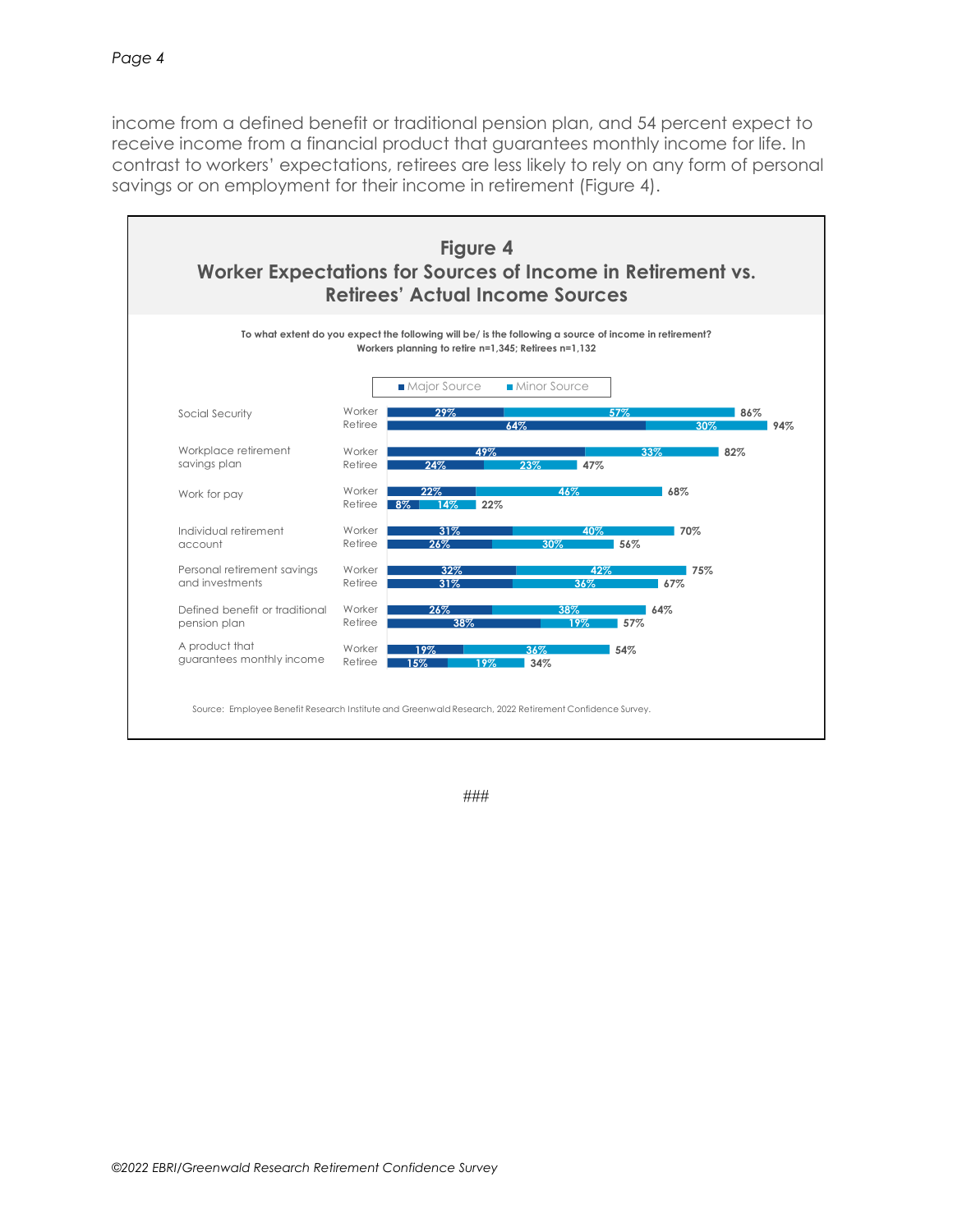income from a defined benefit or traditional pension plan, and 54 percent expect to receive income from a financial product that guarantees monthly income for life. In contrast to workers' expectations, retirees are less likely to rely on any form of personal savings or on employment for their income in retirement (Figure 4).

## Figure 4
## Worker Expectations for Sources of Income in Retirement vs. Retirees' Actual Income Sources

**To what extent do you expect the following will be/ is the following a source of income in retirement?**
**Workers planning to retire n=1,345; Retirees n=1,132**

Major Source
Minor Source

Social Security
Worker 29% 57% 86%
Retiree 64% 30% 94%

Workplace retirement savings plan
Worker 49% 33% 82%
Retiree 24% 23% 47%

Work for pay
Worker 22% 46% 68%
Retiree 8% 14% 22%

Individual retirement account
Worker 31% 40% 70%
Retiree 26% 30% 56%

Personal retirement savings and investments
Worker 32% 42% 75%
Retiree 31% 36% 67%

Defined benefit or traditional pension plan
Worker 26% 38% 64%
Retiree 38% 19% 57%

A product that guarantees monthly income
Worker 19% 36% 54%
Retiree 15% 19% 34%

Source: Employee Benefit Research Institute and Greenwald Research, 2022 Retirement Confidence Survey.

###